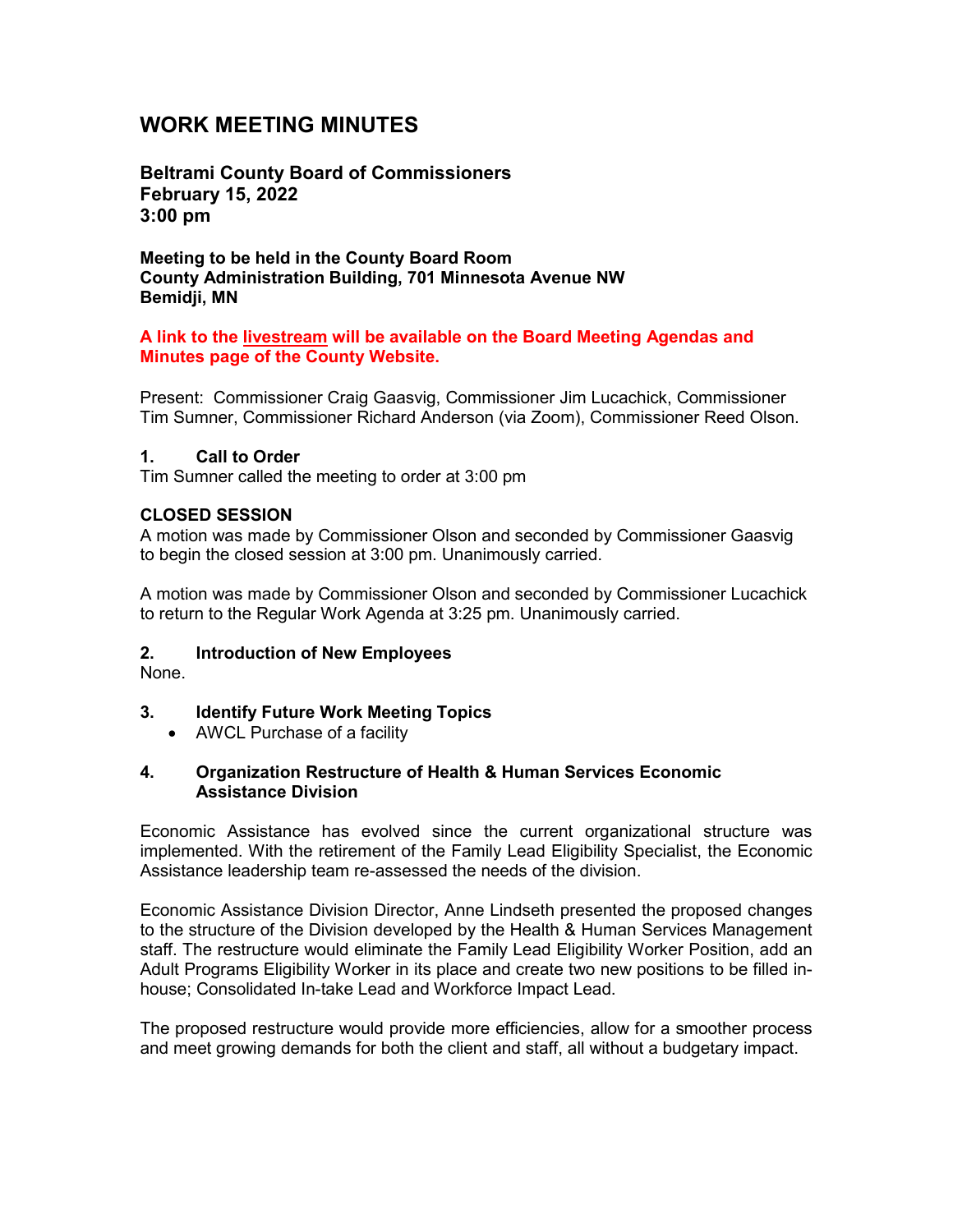# WORK MEETING MINUTES

**Beltrami County Board of Commissioners**
**February 15, 2022**
**3:00 pm**

**Meeting to be held in the County Board Room**
**County Administration Building, 701 Minnesota Avenue NW**
**Bemidji, MN**

**A link to the livestream will be available on the Board Meeting Agendas and Minutes page of the County Website.**

Present: Commissioner Craig Gaasvig, Commissioner Jim Lucachick, Commissioner Tim Sumner, Commissioner Richard Anderson (via Zoom), Commissioner Reed Olson.

### 1. Call to Order

Tim Sumner called the meeting to order at 3:00 pm

### CLOSED SESSION

A motion was made by Commissioner Olson and seconded by Commissioner Gaasvig to begin the closed session at 3:00 pm. Unanimously carried.

A motion was made by Commissioner Olson and seconded by Commissioner Lucachick to return to the Regular Work Agenda at 3:25 pm. Unanimously carried.

### 2. Introduction of New Employees

None.

### 3. Identify Future Work Meeting Topics

- AWCL Purchase of a facility

### 4. Organization Restructure of Health & Human Services Economic Assistance Division

Economic Assistance has evolved since the current organizational structure was implemented. With the retirement of the Family Lead Eligibility Specialist, the Economic Assistance leadership team re-assessed the needs of the division.

Economic Assistance Division Director, Anne Lindseth presented the proposed changes to the structure of the Division developed by the Health & Human Services Management staff. The restructure would eliminate the Family Lead Eligibility Worker Position, add an Adult Programs Eligibility Worker in its place and create two new positions to be filled in-house; Consolidated In-take Lead and Workforce Impact Lead.

The proposed restructure would provide more efficiencies, allow for a smoother process and meet growing demands for both the client and staff, all without a budgetary impact.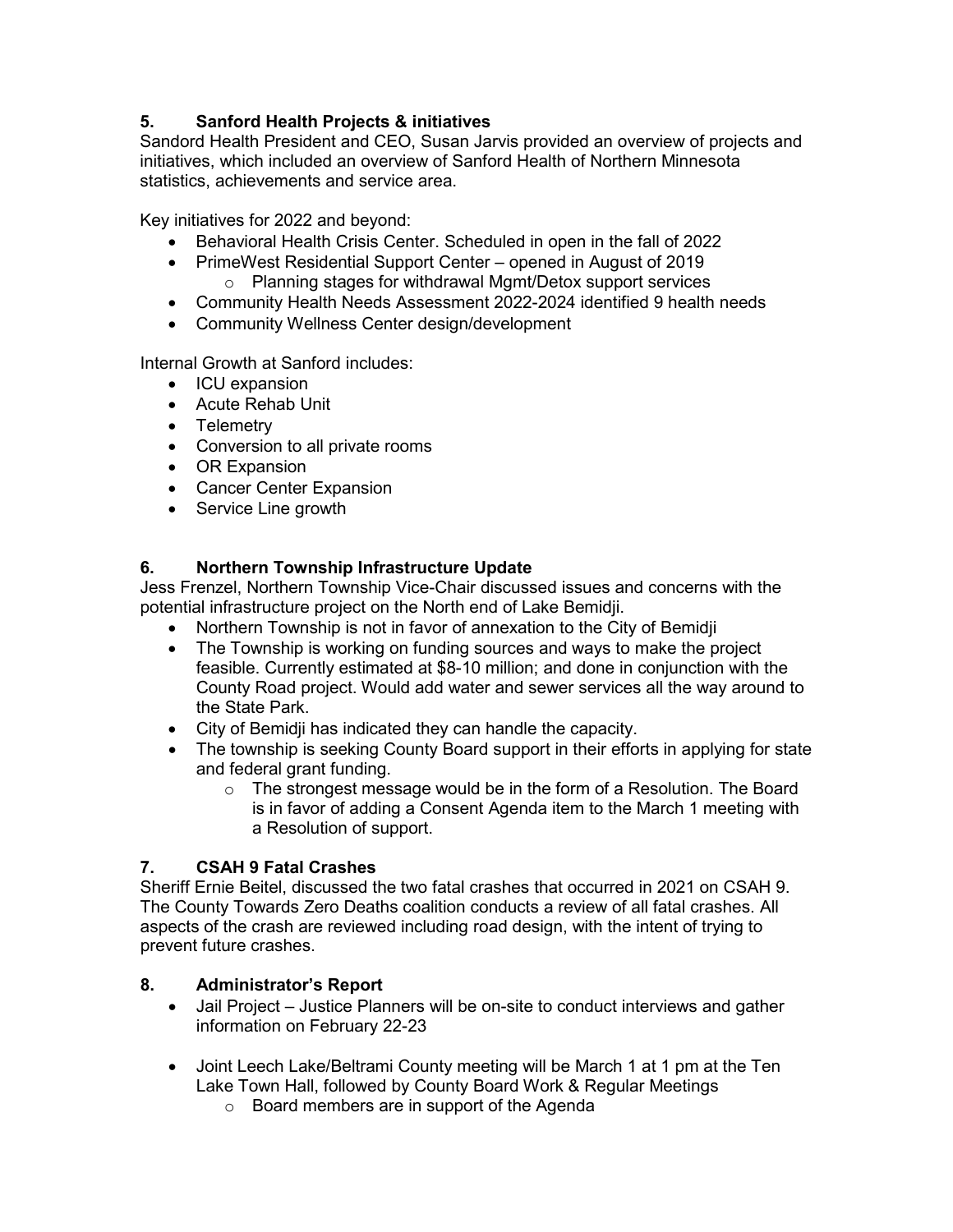### 5. Sanford Health Projects & initiatives

Sandord Health President and CEO, Susan Jarvis provided an overview of projects and initiatives, which included an overview of Sanford Health of Northern Minnesota statistics, achievements and service area.

Key initiatives for 2022 and beyond:

- Behavioral Health Crisis Center. Scheduled in open in the fall of 2022
- PrimeWest Residential Support Center – opened in August of 2019
  - Planning stages for withdrawal Mgmt/Detox support services
- Community Health Needs Assessment 2022-2024 identified 9 health needs
- Community Wellness Center design/development

Internal Growth at Sanford includes:

- ICU expansion
- Acute Rehab Unit
- Telemetry
- Conversion to all private rooms
- OR Expansion
- Cancer Center Expansion
- Service Line growth

### 6. Northern Township Infrastructure Update

Jess Frenzel, Northern Township Vice-Chair discussed issues and concerns with the potential infrastructure project on the North end of Lake Bemidji.

- Northern Township is not in favor of annexation to the City of Bemidji
- The Township is working on funding sources and ways to make the project feasible. Currently estimated at $8-10 million; and done in conjunction with the County Road project. Would add water and sewer services all the way around to the State Park.
- City of Bemidji has indicated they can handle the capacity.
- The township is seeking County Board support in their efforts in applying for state and federal grant funding.
  - The strongest message would be in the form of a Resolution. The Board is in favor of adding a Consent Agenda item to the March 1 meeting with a Resolution of support.

### 7. CSAH 9 Fatal Crashes

Sheriff Ernie Beitel, discussed the two fatal crashes that occurred in 2021 on CSAH 9. The County Towards Zero Deaths coalition conducts a review of all fatal crashes. All aspects of the crash are reviewed including road design, with the intent of trying to prevent future crashes.

### 8. Administrator's Report

- Jail Project – Justice Planners will be on-site to conduct interviews and gather information on February 22-23

- Joint Leech Lake/Beltrami County meeting will be March 1 at 1 pm at the Ten Lake Town Hall, followed by County Board Work & Regular Meetings
  - Board members are in support of the Agenda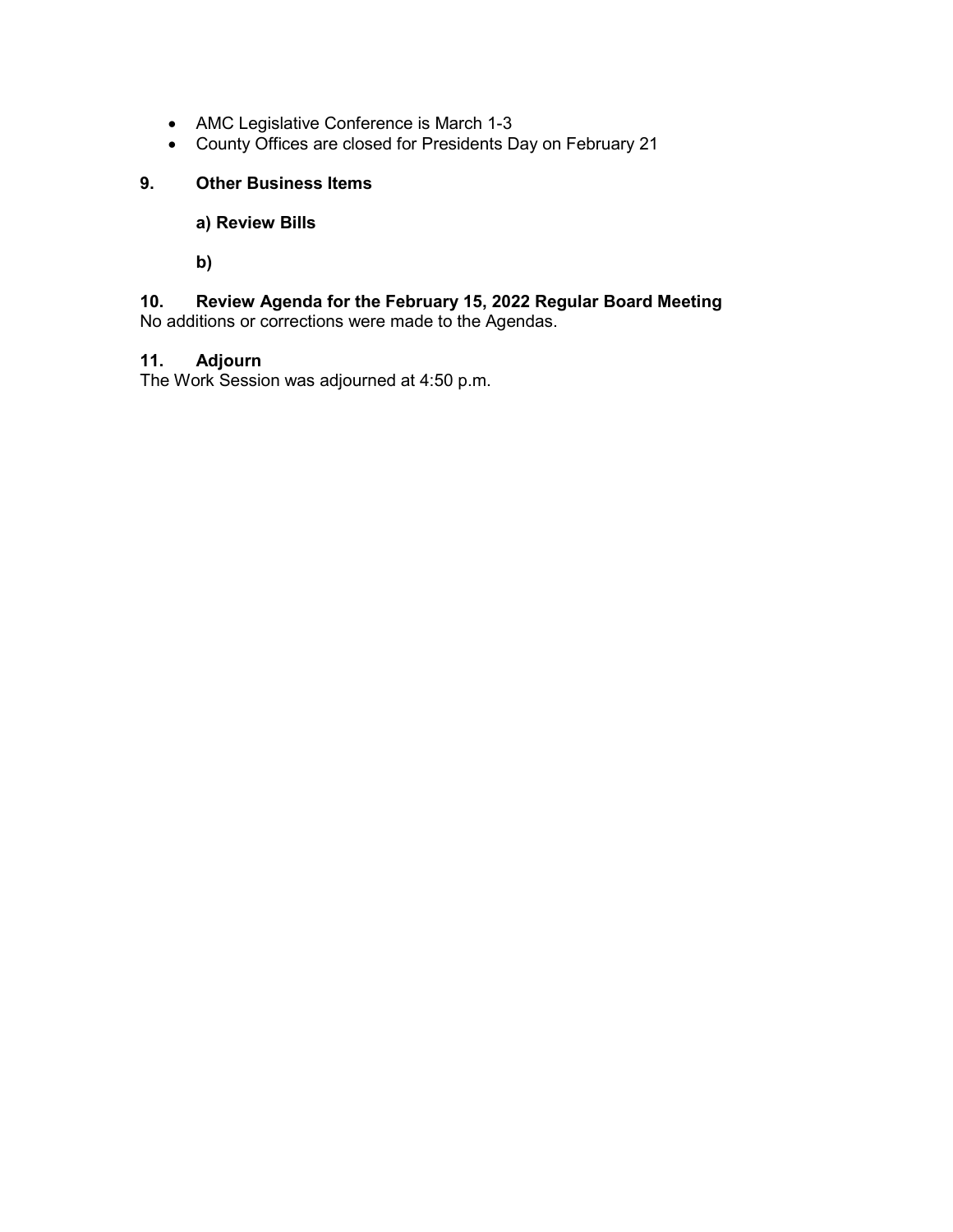- AMC Legislative Conference is March 1-3
- County Offices are closed for Presidents Day on February 21

## 9. Other Business Items

**a) Review Bills**

**b)**

## 10. Review Agenda for the February 15, 2022 Regular Board Meeting

No additions or corrections were made to the Agendas.

## 11. Adjourn

The Work Session was adjourned at 4:50 p.m.